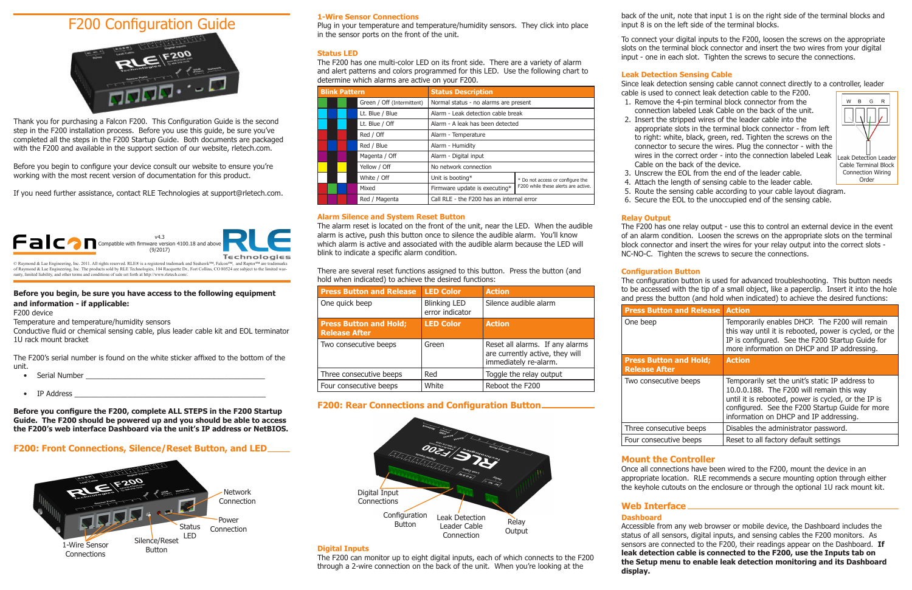# F200 Configuration Guide

Thank you for purchasing a Falcon F200. This Configuration Guide is the second step in the F200 installation process. Before you use this guide, be sure you've completed all the steps in the F200 Startup Guide. Both documents are packaged with the F200 and available in the support section of our website, rletech.com.

Before you begin to configure your device consult our website to ensure you're working with the most recent version of documentation for this product.

If you need further assistance, contact RLE Technologies at support@rletech.com.

Falcon — Compatible with firmware version 4100.18 and above — v4.3 (9/2017) — RLE Technologies

© Raymond & Lae Engineering, Inc. 2011. All rights reserved. RLE® is a registered trademark and Seahawk™, Falcon™, and Raptor™ are trademarks of Raymond & Lae Engineering, Inc. The products sold by RLE Technologies, 104 Racquette Dr., Fort Collins, CO 80524 are subject to the limited warranty, limited liability, and other terms and conditions of sale set forth at http://www.rletech.com/.

**Before you begin, be sure you have access to the following equipment and information - if applicable:**

F200 device
Temperature and temperature/humidity sensors
Conductive fluid or chemical sensing cable, plus leader cable kit and EOL terminator
1U rack mount bracket

The F200's serial number is found on the white sticker affixed to the bottom of the unit.

- Serial Number ______________________________
- IP Address ______________________________

**Before you configure the F200, complete ALL STEPS in the F200 Startup Guide. The F200 should be powered up and you should be able to access the F200's web interface Dashboard via the unit's IP address or NetBIOS.**

## F200: Front Connections, Silence/Reset Button, and LED

Network Connection
Power Connection
Status LED
Silence/Reset Button
1-Wire Sensor Connections

### 1-Wire Sensor Connections

Plug in your temperature and temperature/humidity sensors. They click into place in the sensor ports on the front of the unit.

### Status LED

The F200 has one multi-color LED on its front side. There are a variety of alarm and alert patterns and colors programmed for this LED. Use the following chart to determine which alarms are active on your F200.

| Blink Pattern | Status Description |
|---|---|
| Green / Off (Intermittent) | Normal status - no alarms are present |
| Lt. Blue / Blue | Alarm - Leak detection cable break |
| Lt. Blue / Off | Alarm - A leak has been detected |
| Red / Off | Alarm - Temperature |
| Red / Blue | Alarm - Humidity |
| Magenta / Off | Alarm - Digital input |
| Yellow / Off | No network connection |
| White / Off | Unit is booting* |
| Mixed | Firmware update is executing* |
| Red / Magenta | Call RLE - the F200 has an internal error |

\* Do not access or configure the F200 while these alerts are active.

### Alarm Silence and System Reset Button

The alarm reset is located on the front of the unit, near the LED. When the audible alarm is active, push this button once to silence the audible alarm. You'll know which alarm is active and associated with the audible alarm because the LED will blink to indicate a specific alarm condition.

There are several reset functions assigned to this button. Press the button (and hold when indicated) to achieve the desired functions:

| Press Button and Release | LED Color | Action |
|---|---|---|
| One quick beep | Blinking LED error indicator | Silence audible alarm |
| **Press Button and Hold; Release After** | **LED Color** | **Action** |
| Two consecutive beeps | Green | Reset all alarms. If any alarms are currently active, they will immediately re-alarm. |
| Three consecutive beeps | Red | Toggle the relay output |
| Four consecutive beeps | White | Reboot the F200 |

## F200: Rear Connections and Configuration Button

Digital Input Connections
Configuration Button
Leak Detection Leader Cable Connection
Relay Output

### Digital Inputs

The F200 can monitor up to eight digital inputs, each of which connects to the F200 through a 2-wire connection on the back of the unit. When you're looking at the back of the unit, note that input 1 is on the right side of the terminal blocks and input 8 is on the left side of the terminal blocks.

To connect your digital inputs to the F200, loosen the screws on the appropriate slots on the terminal block connector and insert the two wires from your digital input - one in each slot. Tighten the screws to secure the connections.

### Leak Detection Sensing Cable

Since leak detection sensing cable cannot connect directly to a controller, leader cable is used to connect leak detection cable to the F200.

1. Remove the 4-pin terminal block connector from the connection labeled Leak Cable on the back of the unit.
2. Insert the stripped wires of the leader cable into the appropriate slots in the terminal block connector - from left to right: white, black, green, red. Tighten the screws on the connector to secure the wires. Plug the connector - with the wires in the correct order - into the connection labeled Leak Cable on the back of the device.
3. Unscrew the EOL from the end of the leader cable.
4. Attach the length of sensing cable to the leader cable.
5. Route the sensing cable according to your cable layout diagram.
6. Secure the EOL to the unoccupied end of the sensing cable.

W B G R

Leak Detection Leader Cable Terminal Block Connection Wiring Order

### Relay Output

The F200 has one relay output - use this to control an external device in the event of an alarm condition. Loosen the screws on the appropriate slots on the terminal block connector and insert the wires for your relay output into the correct slots - NC-NO-C. Tighten the screws to secure the connections.

### Configuration Button

The configuration button is used for advanced troubleshooting. This button needs to be accessed with the tip of a small object, like a paperclip. Insert it into the hole and press the button (and hold when indicated) to achieve the desired functions:

| Press Button and Release | Action |
|---|---|
| One beep | Temporarily enables DHCP. The F200 will remain this way until it is rebooted, power is cycled, or the IP is configured. See the F200 Startup Guide for more information on DHCP and IP addressing. |
| **Press Button and Hold; Release After** | **Action** |
| Two consecutive beeps | Temporarily set the unit's static IP address to 10.0.0.188. The F200 will remain this way until it is rebooted, power is cycled, or the IP is configured. See the F200 Startup Guide for more information on DHCP and IP addressing. |
| Three consecutive beeps | Disables the administrator password. |
| Four consecutive beeps | Reset to all factory default settings |

## Mount the Controller

Once all connections have been wired to the F200, mount the device in an appropriate location. RLE recommends a secure mounting option through either the keyhole cutouts on the enclosure or through the optional 1U rack mount kit.

## Web Interface

### Dashboard

Accessible from any web browser or mobile device, the Dashboard includes the status of all sensors, digital inputs, and sensing cables the F200 monitors. As sensors are connected to the F200, their readings appear on the Dashboard. **If leak detection cable is connected to the F200, use the Inputs tab on the Setup menu to enable leak detection monitoring and its Dashboard display.**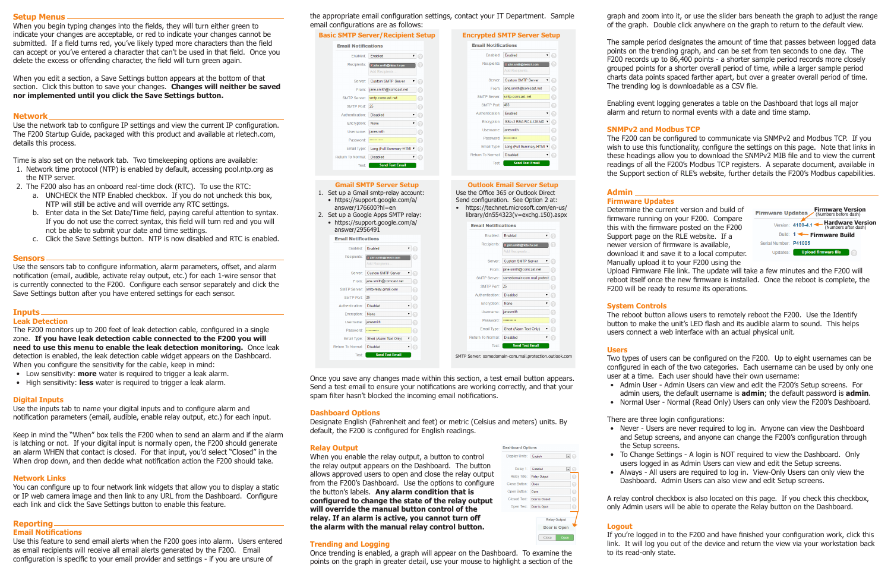## Setup Menus

When you begin typing changes into the fields, they will turn either green to indicate your changes are acceptable, or red to indicate your changes cannot be submitted. If a field turns red, you've likely typed more characters than the field can accept or you've entered a character that can't be used in that field. Once you delete the excess or offending character, the field will turn green again.

When you edit a section, a Save Settings button appears at the bottom of that section. Click this button to save your changes. **Changes will neither be saved nor implemented until you click the Save Settings button.**

## Network

Use the network tab to configure IP settings and view the current IP configuration. The F200 Startup Guide, packaged with this product and available at rletech.com, details this process.

Time is also set on the network tab. Two timekeeping options are available:

1. Network time protocol (NTP) is enabled by default, accessing pool.ntp.org as the NTP server.
2. The F200 also has an onboard real-time clock (RTC). To use the RTC:
   a. UNCHECK the NTP Enabled checkbox. If you do not uncheck this box, NTP will still be active and will override any RTC settings.
   b. Enter data in the Set Date/Time field, paying careful attention to syntax. If you do not use the correct syntax, this field will turn red and you will not be able to submit your date and time settings.
   c. Click the Save Settings button. NTP is now disabled and RTC is enabled.

## Sensors

Use the sensors tab to configure information, alarm parameters, offset, and alarm notification (email, audible, activate relay output, etc.) for each 1-wire sensor that is currently connected to the F200. Configure each sensor separately and click the Save Settings button after you have entered settings for each sensor.

## Inputs

### Leak Detection

The F200 monitors up to 200 feet of leak detection cable, configured in a single zone. **If you have leak detection cable connected to the F200 you will need to use this menu to enable the leak detection monitoring.** Once leak detection is enabled, the leak detection cable widget appears on the Dashboard. When you configure the sensitivity for the cable, keep in mind:

- Low sensitivity: **more** water is required to trigger a leak alarm.
- High sensitivity: **less** water is required to trigger a leak alarm.

### Digital Inputs

Use the inputs tab to name your digital inputs and to configure alarm and notification parameters (email, audible, enable relay output, etc.) for each input.

Keep in mind the "When" box tells the F200 when to send an alarm and if the alarm is latching or not. If your digital input is normally open, the F200 should generate an alarm WHEN that contact is closed. For that input, you'd select "Closed" in the When drop down, and then decide what notification action the F200 should take.

### Network Links

You can configure up to four network link widgets that allow you to display a static or IP web camera image and then link to any URL from the Dashboard. Configure each link and click the Save Settings button to enable this feature.

## Reporting

### Email Notifications

Use this feature to send email alerts when the F200 goes into alarm. Users entered as email recipients will receive all email alerts generated by the F200. Email configuration is specific to your email provider and settings - if you are unsure of the appropriate email configuration settings, contact your IT Department. Sample email configurations are as follows:

**Basic SMTP Server/Recipient Setup**

Email Notifications
Enabled: Enabled
Recipients: john.smith@rletech.com
Add Recipients
Server: Custom SMTP Server
From: jane.smith@comcast.net
SMTP Server: smtp.comcast.net
SMTP Port: 25
Authentication: Disabled
Encryption: None
Username: janesmith
Password: ••••••••••
Email Type: Long (Full Summary-HTM)
Return to Normal: Disabled
Test: Send Test Email

**Encrypted SMTP Server Setup**

Email Notifications
Enabled: Enabled
Recipients: john.smith@rletech.com
Add Recipients
Server: Custom SMTP Server
From: jane.smith@comcast.net
SMTP Server: smtp.comcast.net
SMTP Port: 465
Authentication: Enabled
Encryption: SSLv3 RSA RC4-128 MD
Username: janesmith
Password: ••••••••••
Email Type: Long (Full Summary-HTM)
Return To Normal: Disabled
Test: Send Test Email

**Gmail SMTP Server Setup**

1. Set up a Gmail smtp-relay account:
   - https://support.google.com/a/answer/176600?hl=en
2. Set up a Google Apps SMTP relay:
   - https://support.google.com/a/answer/2956491

Email Notifications
Enabled: Enabled
Recipients: john.smith@rletech.com
Add Recipients
Server: Custom SMTP Server
From: jane.smith@comcast.net
SMTP Server: smtp-relay.gmail.com
SMTP Port: 25
Authentication: Disabled
Encryption: None
Username: janesmith
Password: ••••••••••
Email Type: Short (Alarm Text Only)
Return To Normal: Disabled
Test: Send Test Email

**Outlook Email Server Setup**

Use the Office 365 or Outlook Direct Send configuration. See Option 2 at:

- https://technet.microsoft.com/en-us/library/dn554323(v=exchg.150).aspx

Email Notifications
Enabled: Enabled
Recipients: john.smith@rletech.com
Add Recipients
Server: Custom SMTP Server
From: jane.smith@comcast.net
SMTP Server: somedomain.com.mail.protect
SMTP Port: 25
Authentication: Disabled
Encryption: None
Username: janesmith
Password: ••••••••••
Email Type: Short (Alarm Text Only)
Return To Normal: Disabled
Test: Send Test Email

SMTP Server: somedomain-com.mail.protection.outlook.com

Once you save any changes made within this section, a test email button appears. Send a test email to ensure your notifications are working correctly, and that your spam filter hasn't blocked the incoming email notifications.

### Dashboard Options

Designate English (Fahrenheit and feet) or metric (Celsius and meters) units. By default, the F200 is configured for English readings.

### Relay Output

When you enable the relay output, a button to control the relay output appears on the Dashboard. The button allows approved users to open and close the relay output from the F200's Dashboard. Use the options to configure the button's labels. **Any alarm condition that is configured to change the state of the relay output will override the manual button control of the relay. If an alarm is active, you cannot turn off the alarm with the manual relay control button.**

Dashboard Options
Display Units: English
Relay 1: Enabled
Relay Title: Relay Output
Close Button: Close
Open Button: Open
Closed Text: Door is Closed
Open Text: Door is Open

Relay Output
Door is Open
Close Open

### Trending and Logging

Once trending is enabled, a graph will appear on the Dashboard. To examine the points on the graph in greater detail, use your mouse to highlight a section of the graph and zoom into it, or use the slider bars beneath the graph to adjust the range of the graph. Double click anywhere on the graph to return to the default view.

The sample period designates the amount of time that passes between logged data points on the trending graph, and can be set from ten seconds to one day. The F200 records up to 86,400 points - a shorter sample period records more closely grouped points for a shorter overall period of time, while a larger sample period charts data points spaced farther apart, but over a greater overall period of time. The trending log is downloadable as a CSV file.

Enabling event logging generates a table on the Dashboard that logs all major alarm and return to normal events with a date and time stamp.

### SNMPv2 and Modbus TCP

The F200 can be configured to communicate via SNMPv2 and Modbus TCP. If you wish to use this functionality, configure the settings on this page. Note that links in these headings allow you to download the SNMPv2 MIB file and to view the current readings of all the F200's Modbus TCP registers. A separate document, available in the Support section of RLE's website, further details the F200's Modbus capabilities.

## Admin

### Firmware Updates

Determine the current version and build of firmware running on your F200. Compare this with the firmware posted on the F200 Support page on the RLE website. If a newer version of firmware is available, download it and save it to a local computer. Manually upload it to your F200 using the Upload Firmware File link. The update will take a few minutes and the F200 will reboot itself once the new firmware is installed. Once the reboot is complete, the F200 will be ready to resume its operations.

Firmware Updates
Version: 4100-4.1
Build: 1
Serial Number: P41005
Updates: Upload firmware file

Firmware Version (Numbers before dash)
Hardware Version (Numbers after dash)
Firmware Build

### System Controls

The reboot button allows users to remotely reboot the F200. Use the Identify button to make the unit's LED flash and its audible alarm to sound. This helps users connect a web interface with an actual physical unit.

### Users

Two types of users can be configured on the F200. Up to eight usernames can be configured in each of the two categories. Each username can be used by only one user at a time. Each user should have their own username:

- Admin User - Admin Users can view and edit the F200's Setup screens. For admin users, the default username is **admin**; the default password is **admin**.
- Normal User - Normal (Read Only) Users can only view the F200's Dashboard.

There are three login configurations:

- Never - Users are never required to log in. Anyone can view the Dashboard and Setup screens, and anyone can change the F200's configuration through the Setup screens.
- To Change Settings - A login is NOT required to view the Dashboard. Only users logged in as Admin Users can view and edit the Setup screens.
- Always - All users are required to log in. View-Only Users can only view the Dashboard. Admin Users can also view and edit Setup screens.

A relay control checkbox is also located on this page. If you check this checkbox, only Admin users will be able to operate the Relay button on the Dashboard.

### Logout

If you're logged in to the F200 and have finished your configuration work, click this link. It will log you out of the device and return the view via your workstation back to its read-only state.